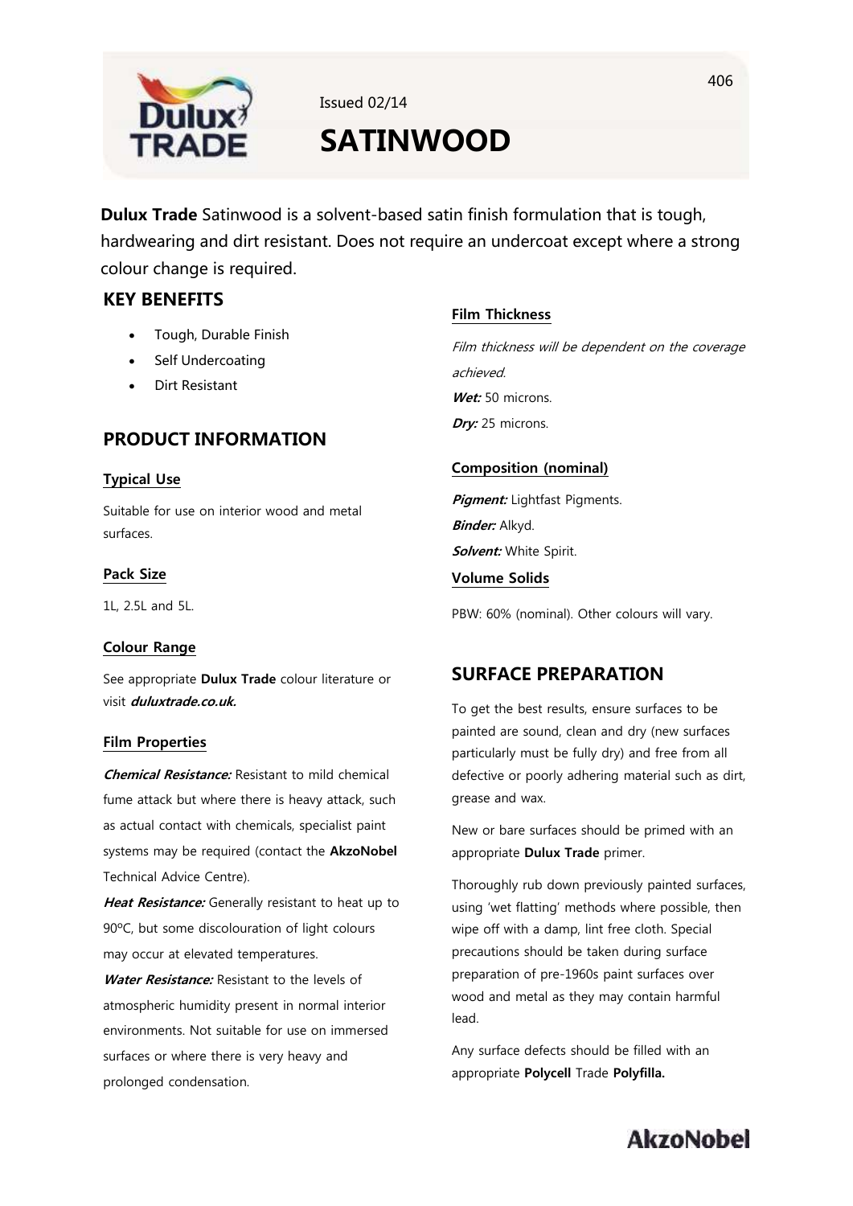Issued 02/14

# SATINWOOD

**Dulux Trade** Satinwood is a solvent-based satin finish formulation that is tough, hardwearing and dirt resistant. Does not require an undercoat except where a strong colour change is required.

## KEY BENEFITS

- Tough, Durable Finish
- Self Undercoating
- Dirt Resistant

## PRODUCT INFORMATION

### Typical Use

Suitable for use on interior wood and metal surfaces.

### Pack Size

1L, 2.5L and 5L.

### Colour Range

See appropriate **Dulux Trade** colour literature or visit ***duluxtrade.co.uk.***

### Film Properties

***Chemical Resistance:*** Resistant to mild chemical fume attack but where there is heavy attack, such as actual contact with chemicals, specialist paint systems may be required (contact the **AkzoNobel** Technical Advice Centre).

***Heat Resistance:*** Generally resistant to heat up to 90ºC, but some discolouration of light colours may occur at elevated temperatures.

***Water Resistance:*** Resistant to the levels of atmospheric humidity present in normal interior environments. Not suitable for use on immersed surfaces or where there is very heavy and prolonged condensation.

### Film Thickness

*Film thickness will be dependent on the coverage achieved.*

***Wet:*** 50 microns.

***Dry:*** 25 microns.

### Composition (nominal)

***Pigment:*** Lightfast Pigments.

***Binder:*** Alkyd.

***Solvent:*** White Spirit.

### Volume Solids

PBW: 60% (nominal). Other colours will vary.

## SURFACE PREPARATION

To get the best results, ensure surfaces to be painted are sound, clean and dry (new surfaces particularly must be fully dry) and free from all defective or poorly adhering material such as dirt, grease and wax.

New or bare surfaces should be primed with an appropriate **Dulux Trade** primer.

Thoroughly rub down previously painted surfaces, using 'wet flatting' methods where possible, then wipe off with a damp, lint free cloth. Special precautions should be taken during surface preparation of pre-1960s paint surfaces over wood and metal as they may contain harmful lead.

Any surface defects should be filled with an appropriate **Polycell** Trade **Polyfilla.**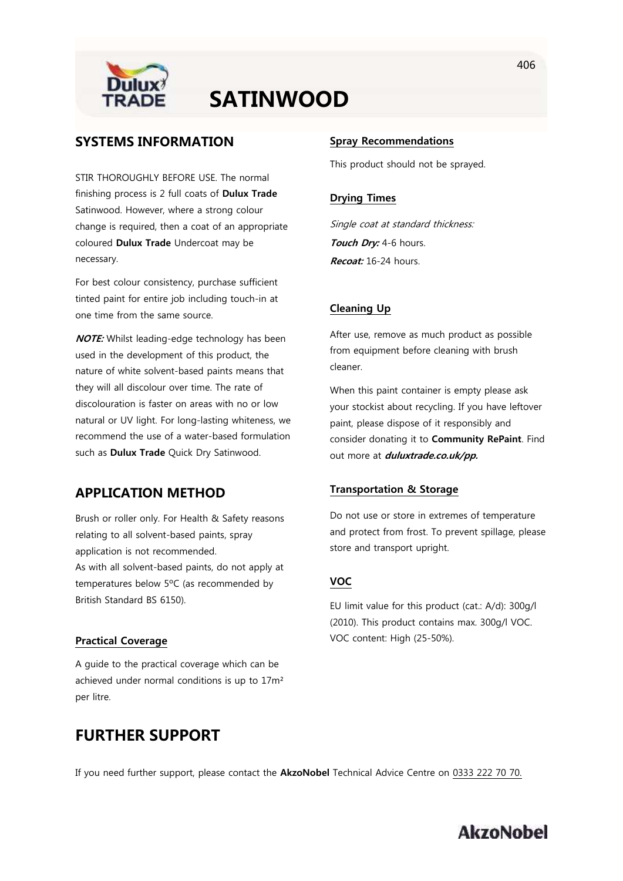# SATINWOOD

## SYSTEMS INFORMATION

STIR THOROUGHLY BEFORE USE. The normal finishing process is 2 full coats of **Dulux Trade** Satinwood. However, where a strong colour change is required, then a coat of an appropriate coloured **Dulux Trade** Undercoat may be necessary.

For best colour consistency, purchase sufficient tinted paint for entire job including touch-in at one time from the same source.

***NOTE:*** Whilst leading-edge technology has been used in the development of this product, the nature of white solvent-based paints means that they will all discolour over time. The rate of discolouration is faster on areas with no or low natural or UV light. For long-lasting whiteness, we recommend the use of a water-based formulation such as **Dulux Trade** Quick Dry Satinwood.

## APPLICATION METHOD

Brush or roller only. For Health & Safety reasons relating to all solvent-based paints, spray application is not recommended.
As with all solvent-based paints, do not apply at temperatures below 5ºC (as recommended by British Standard BS 6150).

### Practical Coverage

A guide to the practical coverage which can be achieved under normal conditions is up to 17m² per litre.

### Spray Recommendations

This product should not be sprayed.

### Drying Times

*Single coat at standard thickness:*
***Touch Dry:*** 4-6 hours.
***Recoat:*** 16-24 hours.

### Cleaning Up

After use, remove as much product as possible from equipment before cleaning with brush cleaner.

When this paint container is empty please ask your stockist about recycling. If you have leftover paint, please dispose of it responsibly and consider donating it to **Community RePaint**. Find out more at ***duluxtrade.co.uk/pp.***

### Transportation & Storage

Do not use or store in extremes of temperature and protect from frost. To prevent spillage, please store and transport upright.

### VOC

EU limit value for this product (cat.: A/d): 300g/l (2010). This product contains max. 300g/l VOC. VOC content: High (25-50%).

## FURTHER SUPPORT

If you need further support, please contact the **AkzoNobel** Technical Advice Centre on 0333 222 70 70.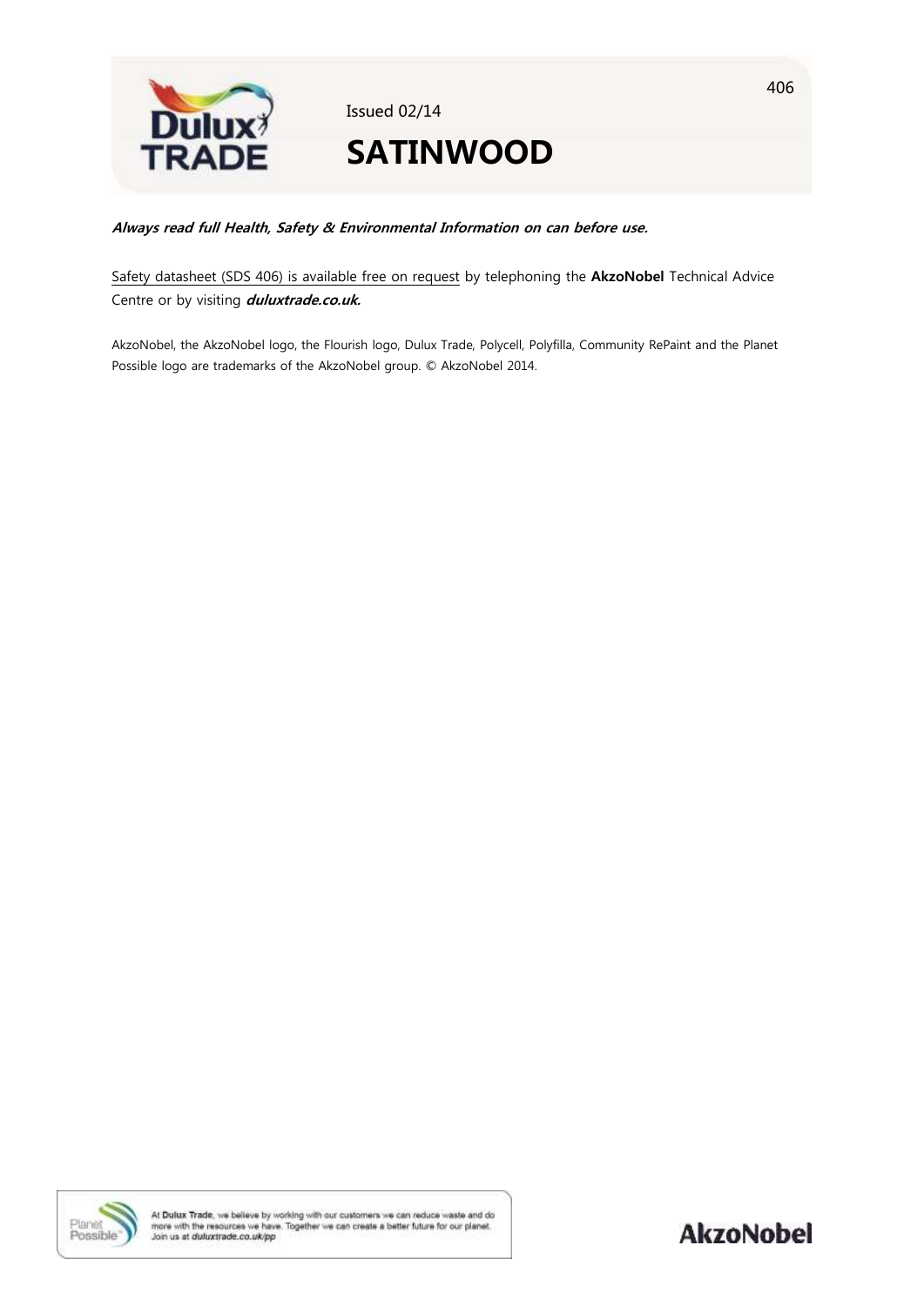Issued 02/14

# SATINWOOD

***Always read full Health, Safety & Environmental Information on can before use.***

Safety datasheet (SDS 406) is available free on request by telephoning the **AkzoNobel** Technical Advice Centre or by visiting ***duluxtrade.co.uk.***

AkzoNobel, the AkzoNobel logo, the Flourish logo, Dulux Trade, Polycell, Polyfilla, Community RePaint and the Planet Possible logo are trademarks of the AkzoNobel group. © AkzoNobel 2014.

At **Dulux Trade**, we believe by working with our customers we can reduce waste and do more with the resources we have. Together we can create a better future for our planet. Join us at *duluxtrade.co.uk/pp*